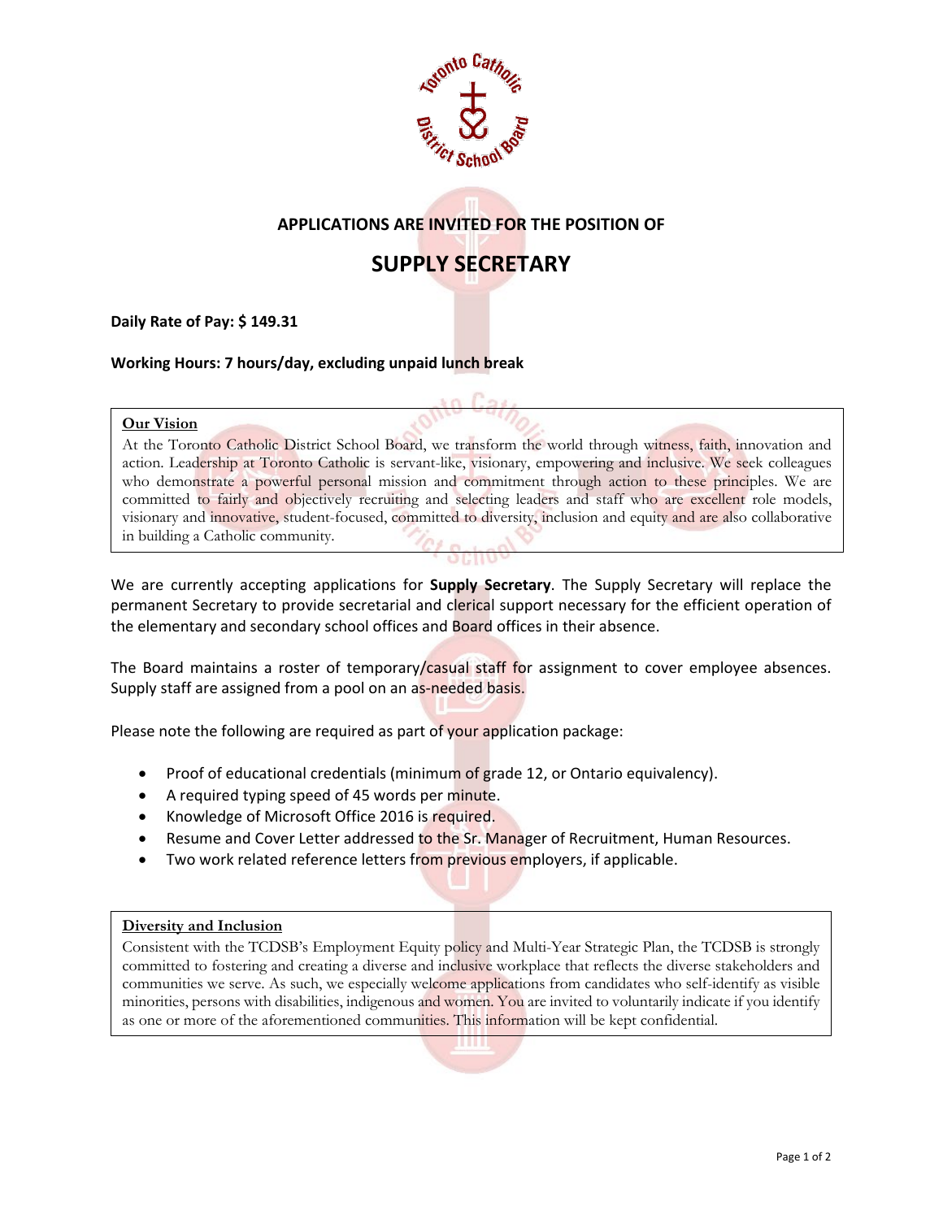APPLICATIONS ARE INVITED FOR THE POSITION OF

# SUPPLY SECRETARY

**Daily Rate of Pay: $ 149.31**

**Working Hours: 7 hours/day, excluding unpaid lunch break**

**Our Vision**

At the Toronto Catholic District School Board, we transform the world through witness, faith, innovation and action. Leadership at Toronto Catholic is servant-like, visionary, empowering and inclusive. We seek colleagues who demonstrate a powerful personal mission and commitment through action to these principles. We are committed to fairly and objectively recruiting and selecting leaders and staff who are excellent role models, visionary and innovative, student-focused, committed to diversity, inclusion and equity and are also collaborative in building a Catholic community.

We are currently accepting applications for **Supply Secretary**. The Supply Secretary will replace the permanent Secretary to provide secretarial and clerical support necessary for the efficient operation of the elementary and secondary school offices and Board offices in their absence.

The Board maintains a roster of temporary/casual staff for assignment to cover employee absences. Supply staff are assigned from a pool on an as-needed basis.

Please note the following are required as part of your application package:

- Proof of educational credentials (minimum of grade 12, or Ontario equivalency).
- A required typing speed of 45 words per minute.
- Knowledge of Microsoft Office 2016 is required.
- Resume and Cover Letter addressed to the Sr. Manager of Recruitment, Human Resources.
- Two work related reference letters from previous employers, if applicable.

**Diversity and Inclusion**

Consistent with the TCDSB's Employment Equity policy and Multi-Year Strategic Plan, the TCDSB is strongly committed to fostering and creating a diverse and inclusive workplace that reflects the diverse stakeholders and communities we serve. As such, we especially welcome applications from candidates who self-identify as visible minorities, persons with disabilities, indigenous and women. You are invited to voluntarily indicate if you identify as one or more of the aforementioned communities. This information will be kept confidential.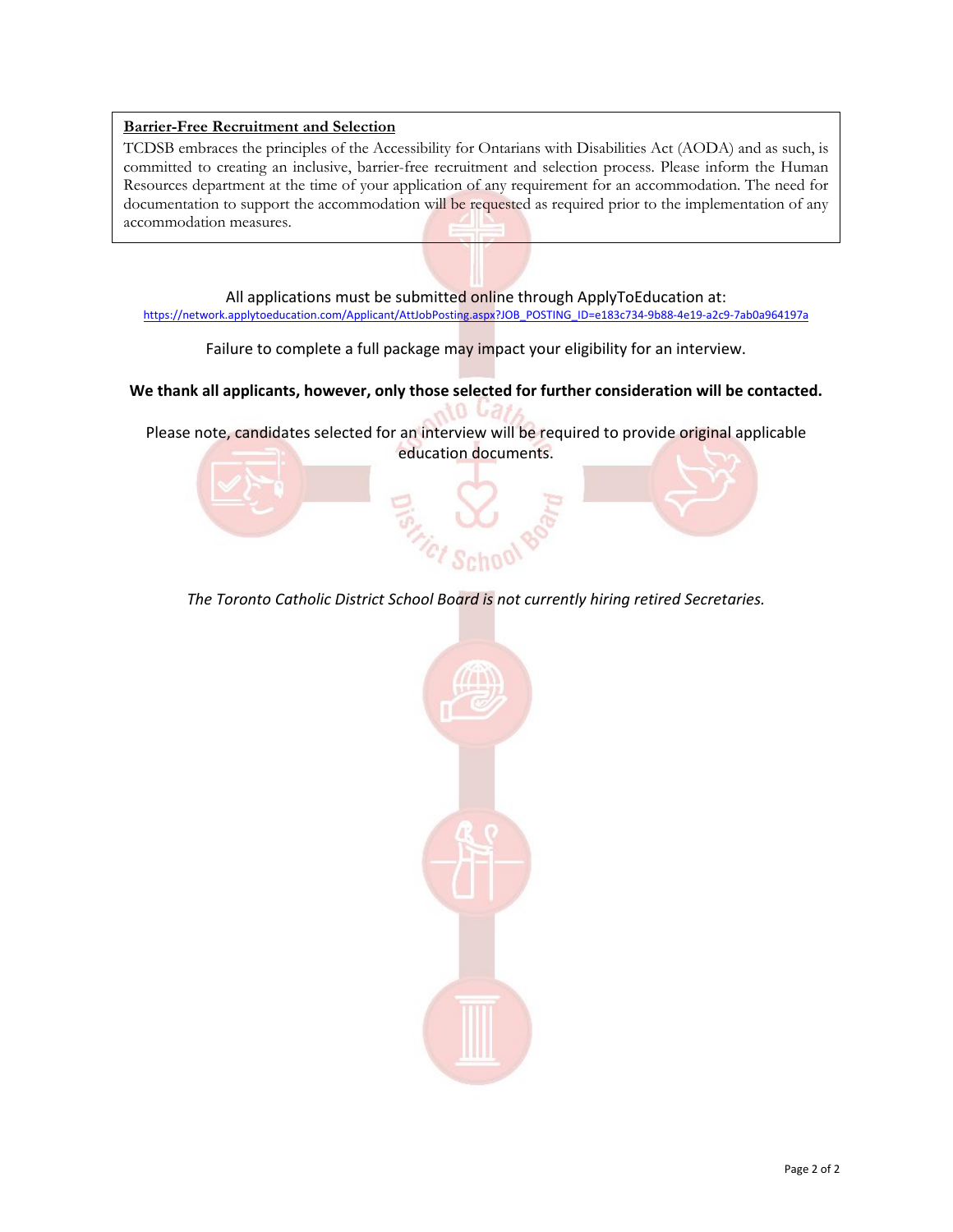**Barrier-Free Recruitment and Selection**

TCDSB embraces the principles of the Accessibility for Ontarians with Disabilities Act (AODA) and as such, is committed to creating an inclusive, barrier-free recruitment and selection process. Please inform the Human Resources department at the time of your application of any requirement for an accommodation. The need for documentation to support the accommodation will be requested as required prior to the implementation of any accommodation measures.

All applications must be submitted online through ApplyToEducation at:
https://network.applytoeducation.com/Applicant/AttJobPosting.aspx?JOB_POSTING_ID=e183c734-9b88-4e19-a2c9-7ab0a964197a

Failure to complete a full package may impact your eligibility for an interview.

**We thank all applicants, however, only those selected for further consideration will be contacted.**

Please note, candidates selected for an interview will be required to provide original applicable education documents.

*The Toronto Catholic District School Board is not currently hiring retired Secretaries.*